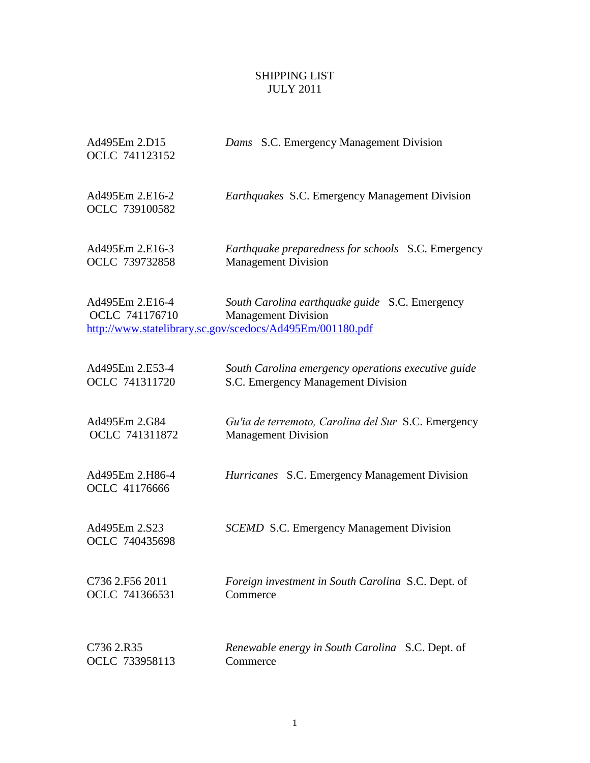# SHIPPING LIST
## JULY 2011

Ad495Em 2.D15
OCLC 741123152

*Dams* S.C. Emergency Management Division

Ad495Em 2.E16-2
OCLC 739100582

*Earthquakes* S.C. Emergency Management Division

Ad495Em 2.E16-3
OCLC 739732858

*Earthquake preparedness for schools* S.C. Emergency Management Division

Ad495Em 2.E16-4
OCLC 741176710

*South Carolina earthquake guide* S.C. Emergency Management Division

http://www.statelibrary.sc.gov/scedocs/Ad495Em/001180.pdf

Ad495Em 2.E53-4
OCLC 741311720

*South Carolina emergency operations executive guide* S.C. Emergency Management Division

Ad495Em 2.G84
OCLC 741311872

*Gu'ia de terremoto, Carolina del Sur* S.C. Emergency Management Division

Ad495Em 2.H86-4
OCLC 41176666

*Hurricanes* S.C. Emergency Management Division

Ad495Em 2.S23
OCLC 740435698

*SCEMD* S.C. Emergency Management Division

C736 2.F56 2011
OCLC 741366531

*Foreign investment in South Carolina* S.C. Dept. of Commerce

C736 2.R35
OCLC 733958113

*Renewable energy in South Carolina* S.C. Dept. of Commerce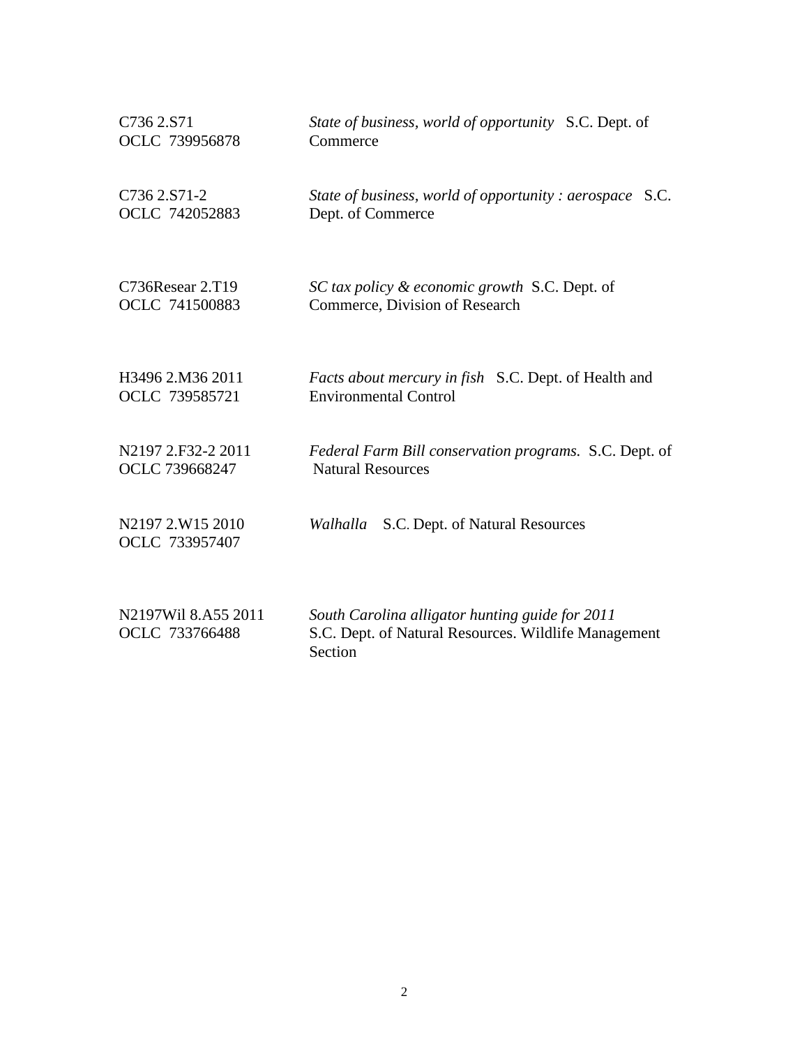| | |
|---|---|
| C736 2.S71<br>OCLC 739956878 | *State of business, world of opportunity* S.C. Dept. of Commerce |
| C736 2.S71-2<br>OCLC 742052883 | *State of business, world of opportunity : aerospace* S.C. Dept. of Commerce |
| C736Resear 2.T19<br>OCLC 741500883 | *SC tax policy & economic growth* S.C. Dept. of Commerce, Division of Research |
| H3496 2.M36 2011<br>OCLC 739585721 | *Facts about mercury in fish* S.C. Dept. of Health and Environmental Control |
| N2197 2.F32-2 2011<br>OCLC 739668247 | *Federal Farm Bill conservation programs.* S.C. Dept. of Natural Resources |
| N2197 2.W15 2010<br>OCLC 733957407 | *Walhalla* S.C. Dept. of Natural Resources |
| N2197Wil 8.A55 2011<br>OCLC 733766488 | *South Carolina alligator hunting guide for 2011*<br>S.C. Dept. of Natural Resources. Wildlife Management Section |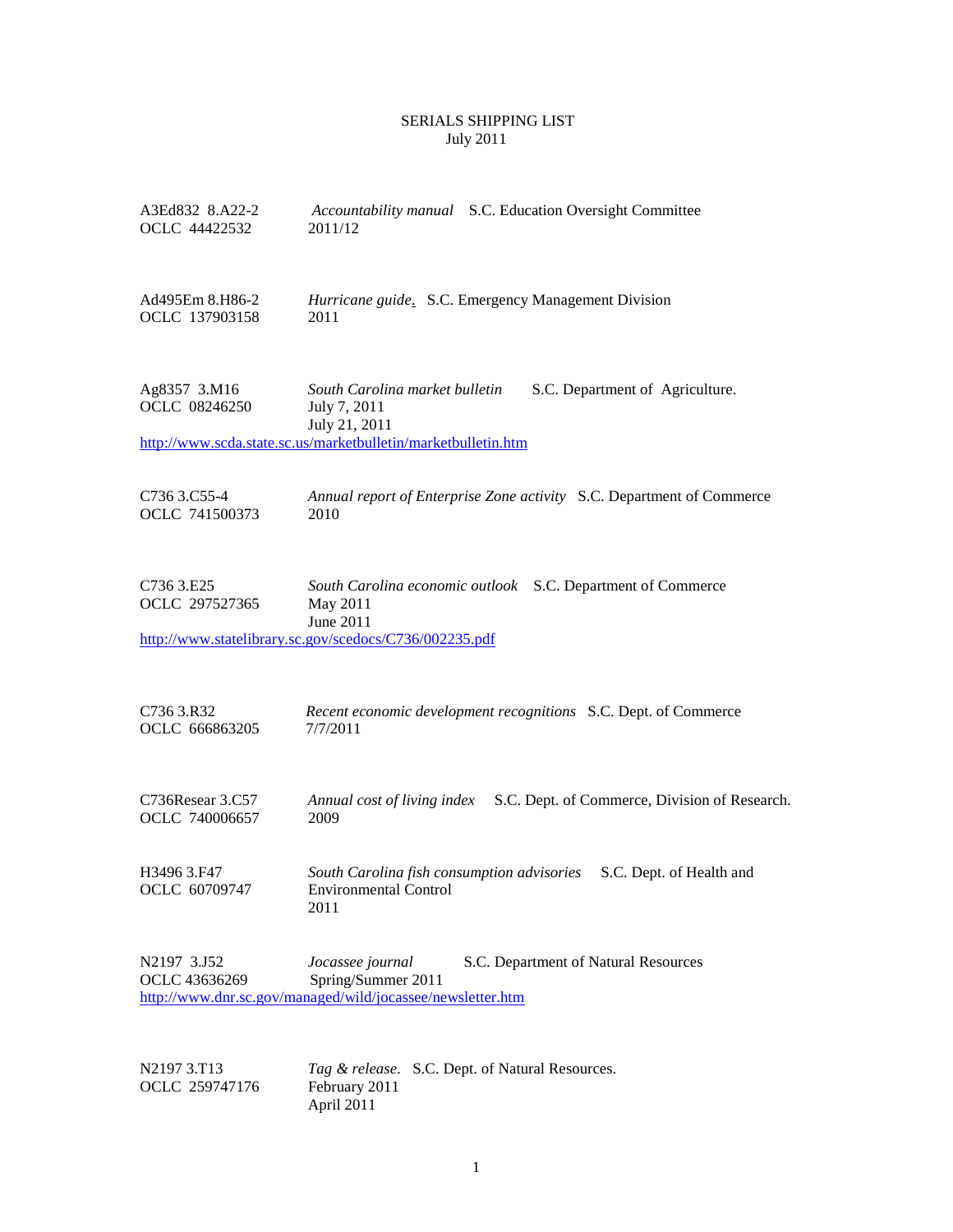# SERIALS SHIPPING LIST
July 2011

A3Ed832 8.A22-2
OCLC 44422532
*Accountability manual* S.C. Education Oversight Committee
2011/12

Ad495Em 8.H86-2
OCLC 137903158
*Hurricane guide*. S.C. Emergency Management Division
2011

Ag8357 3.M16
OCLC 08246250
*South Carolina market bulletin* S.C. Department of Agriculture.
July 7, 2011
July 21, 2011
http://www.scda.state.sc.us/marketbulletin/marketbulletin.htm

C736 3.C55-4
OCLC 741500373
*Annual report of Enterprise Zone activity* S.C. Department of Commerce
2010

C736 3.E25
OCLC 297527365
*South Carolina economic outlook* S.C. Department of Commerce
May 2011
June 2011
http://www.statelibrary.sc.gov/scedocs/C736/002235.pdf

C736 3.R32
OCLC 666863205
*Recent economic development recognitions* S.C. Dept. of Commerce
7/7/2011

C736Resear 3.C57
OCLC 740006657
*Annual cost of living index* S.C. Dept. of Commerce, Division of Research.
2009

H3496 3.F47
OCLC 60709747
*South Carolina fish consumption advisories* S.C. Dept. of Health and Environmental Control
2011

N2197 3.J52
OCLC 43636269
*Jocassee journal* S.C. Department of Natural Resources
Spring/Summer 2011
http://www.dnr.sc.gov/managed/wild/jocassee/newsletter.htm

N2197 3.T13
OCLC 259747176
*Tag & release*. S.C. Dept. of Natural Resources.
February 2011
April 2011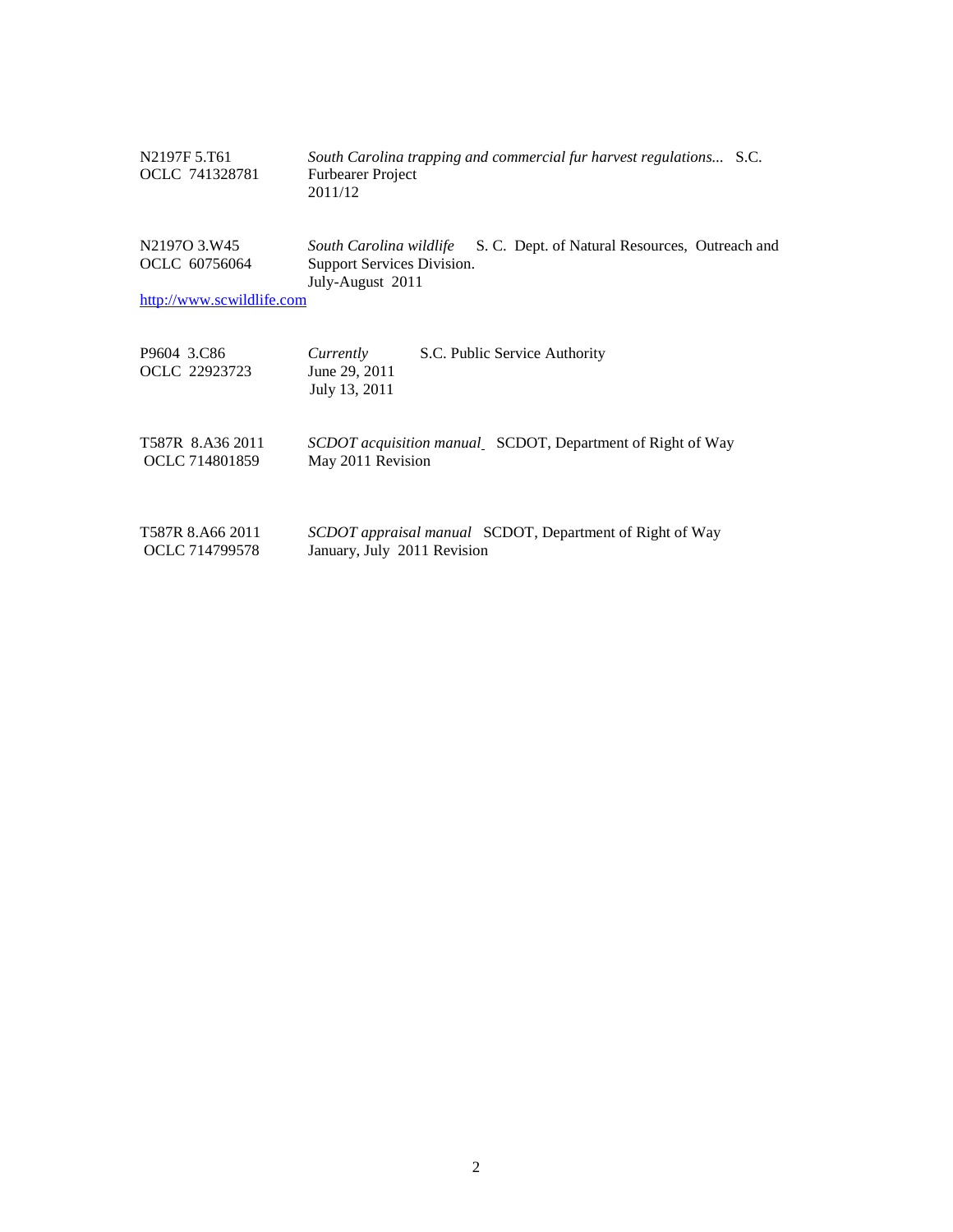N2197F 5.T61
OCLC 741328781

*South Carolina trapping and commercial fur harvest regulations...* S.C. Furbearer Project
2011/12

N2197O 3.W45
OCLC 60756064

*South Carolina wildlife* S. C. Dept. of Natural Resources, Outreach and Support Services Division.
July-August 2011

http://www.scwildlife.com

P9604 3.C86
OCLC 22923723

*Currently* S.C. Public Service Authority
June 29, 2011
July 13, 2011

T587R 8.A36 2011
OCLC 714801859

*SCDOT acquisition manual* SCDOT, Department of Right of Way
May 2011 Revision

T587R 8.A66 2011
OCLC 714799578

*SCDOT appraisal manual* SCDOT, Department of Right of Way
January, July 2011 Revision